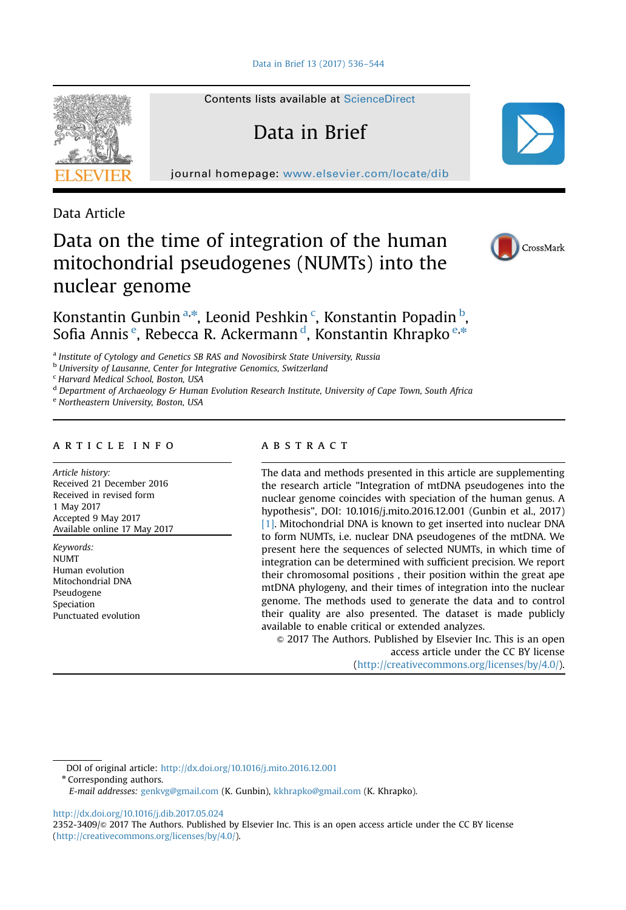Contents lists available at ScienceDirect

Data in Brief

journal homepage: www.elsevier.com/locate/dib

Data Article

# Data on the time of integration of the human mitochondrial pseudogenes (NUMTs) into the nuclear genome

Konstantin Gunbin [a,*], Leonid Peshkin [c], Konstantin Popadin [b], Sofia Annis [e], Rebecca R. Ackermann [d], Konstantin Khrapko [e,*]

[a] Institute of Cytology and Genetics SB RAS and Novosibirsk State University, Russia
[b] University of Lausanne, Center for Integrative Genomics, Switzerland
[c] Harvard Medical School, Boston, USA
[d] Department of Archaeology & Human Evolution Research Institute, University of Cape Town, South Africa
[e] Northeastern University, Boston, USA

## ARTICLE INFO

*Article history:*
Received 21 December 2016
Received in revised form
1 May 2017
Accepted 9 May 2017
Available online 17 May 2017

*Keywords:*
NUMT
Human evolution
Mitochondrial DNA
Pseudogene
Speciation
Punctuated evolution

## ABSTRACT

The data and methods presented in this article are supplementing the research article "Integration of mtDNA pseudogenes into the nuclear genome coincides with speciation of the human genus. A hypothesis", DOI: 10.1016/j.mito.2016.12.001 (Gunbin et al., 2017) [1]. Mitochondrial DNA is known to get inserted into nuclear DNA to form NUMTs, i.e. nuclear DNA pseudogenes of the mtDNA. We present here the sequences of selected NUMTs, in which time of integration can be determined with sufficient precision. We report their chromosomal positions , their position within the great ape mtDNA phylogeny, and their times of integration into the nuclear genome. The methods used to generate the data and to control their quality are also presented. The dataset is made publicly available to enable critical or extended analyzes.

© 2017 The Authors. Published by Elsevier Inc. This is an open access article under the CC BY license (http://creativecommons.org/licenses/by/4.0/).

DOI of original article: http://dx.doi.org/10.1016/j.mito.2016.12.001
* Corresponding authors.
*E-mail addresses:* genkvg@gmail.com (K. Gunbin), kkhrapko@gmail.com (K. Khrapko).

http://dx.doi.org/10.1016/j.dib.2017.05.024
2352-3409/© 2017 The Authors. Published by Elsevier Inc. This is an open access article under the CC BY license (http://creativecommons.org/licenses/by/4.0/).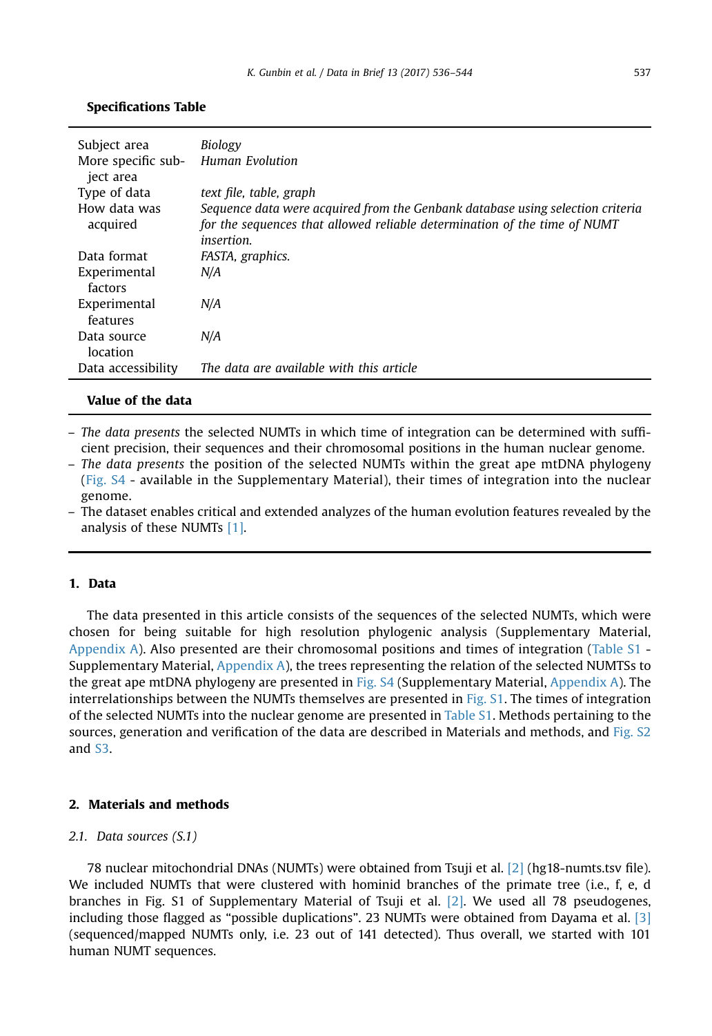**Specifications Table**

| | |
|---|---|
| Subject area | *Biology* |
| More specific subject area | *Human Evolution* |
| Type of data | *text file, table, graph* |
| How data was acquired | *Sequence data were acquired from the Genbank database using selection criteria for the sequences that allowed reliable determination of the time of NUMT insertion.* |
| Data format | *FASTA, graphics.* |
| Experimental factors | *N/A* |
| Experimental features | *N/A* |
| Data source location | *N/A* |
| Data accessibility | *The data are available with this article* |

**Value of the data**

- *The data presents* the selected NUMTs in which time of integration can be determined with sufficient precision, their sequences and their chromosomal positions in the human nuclear genome.
- *The data presents* the position of the selected NUMTs within the great ape mtDNA phylogeny (Fig. S4 - available in the Supplementary Material), their times of integration into the nuclear genome.
- The dataset enables critical and extended analyzes of the human evolution features revealed by the analysis of these NUMTs [1].

## 1. Data

The data presented in this article consists of the sequences of the selected NUMTs, which were chosen for being suitable for high resolution phylogenic analysis (Supplementary Material, Appendix A). Also presented are their chromosomal positions and times of integration (Table S1 - Supplementary Material, Appendix A), the trees representing the relation of the selected NUMTSs to the great ape mtDNA phylogeny are presented in Fig. S4 (Supplementary Material, Appendix A). The interrelationships between the NUMTs themselves are presented in Fig. S1. The times of integration of the selected NUMTs into the nuclear genome are presented in Table S1. Methods pertaining to the sources, generation and verification of the data are described in Materials and methods, and Fig. S2 and S3.

## 2. Materials and methods

### *2.1. Data sources (S.1)*

78 nuclear mitochondrial DNAs (NUMTs) were obtained from Tsuji et al. [2] (hg18-numts.tsv file). We included NUMTs that were clustered with hominid branches of the primate tree (i.e., f, e, d branches in Fig. S1 of Supplementary Material of Tsuji et al. [2]. We used all 78 pseudogenes, including those flagged as "possible duplications". 23 NUMTs were obtained from Dayama et al. [3] (sequenced/mapped NUMTs only, i.e. 23 out of 141 detected). Thus overall, we started with 101 human NUMT sequences.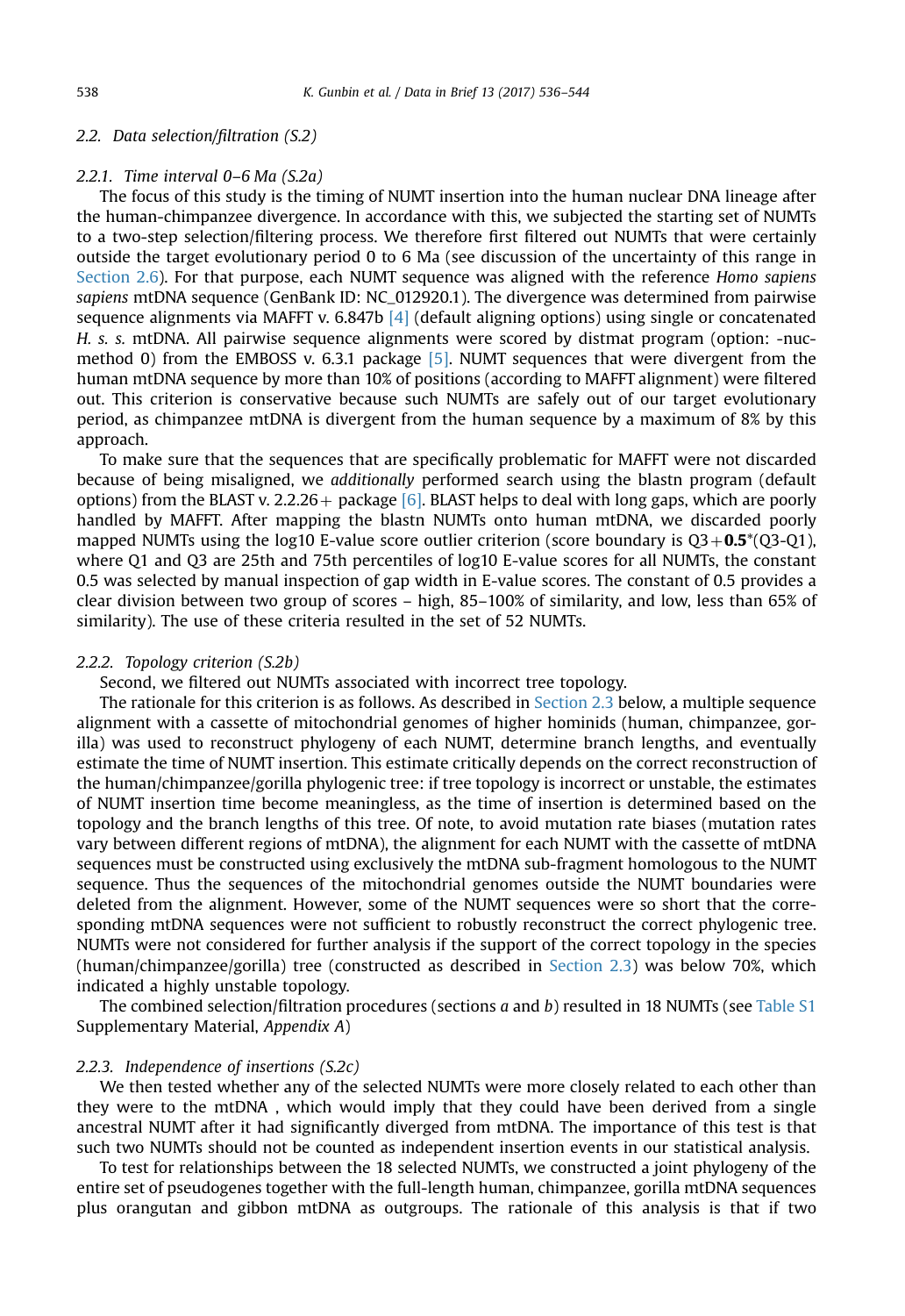### 2.2. Data selection/filtration (S.2)

#### 2.2.1. Time interval 0–6 Ma (S.2a)

The focus of this study is the timing of NUMT insertion into the human nuclear DNA lineage after the human-chimpanzee divergence. In accordance with this, we subjected the starting set of NUMTs to a two-step selection/filtering process. We therefore first filtered out NUMTs that were certainly outside the target evolutionary period 0 to 6 Ma (see discussion of the uncertainty of this range in Section 2.6). For that purpose, each NUMT sequence was aligned with the reference *Homo sapiens sapiens* mtDNA sequence (GenBank ID: NC_012920.1). The divergence was determined from pairwise sequence alignments via MAFFT v. 6.847b [4] (default aligning options) using single or concatenated *H. s. s.* mtDNA. All pairwise sequence alignments were scored by distmat program (option: -nucmethod 0) from the EMBOSS v. 6.3.1 package [5]. NUMT sequences that were divergent from the human mtDNA sequence by more than 10% of positions (according to MAFFT alignment) were filtered out. This criterion is conservative because such NUMTs are safely out of our target evolutionary period, as chimpanzee mtDNA is divergent from the human sequence by a maximum of 8% by this approach.

To make sure that the sequences that are specifically problematic for MAFFT were not discarded because of being misaligned, we *additionally* performed search using the blastn program (default options) from the BLAST v. 2.2.26+ package [6]. BLAST helps to deal with long gaps, which are poorly handled by MAFFT. After mapping the blastn NUMTs onto human mtDNA, we discarded poorly mapped NUMTs using the log10 E-value score outlier criterion (score boundary is $Q3+\mathbf{0.5}*(Q3\text{-}Q1)$, where Q1 and Q3 are 25th and 75th percentiles of log10 E-value scores for all NUMTs, the constant 0.5 was selected by manual inspection of gap width in E-value scores. The constant of 0.5 provides a clear division between two group of scores – high, 85–100% of similarity, and low, less than 65% of similarity). The use of these criteria resulted in the set of 52 NUMTs.

#### 2.2.2. Topology criterion (S.2b)

Second, we filtered out NUMTs associated with incorrect tree topology.

The rationale for this criterion is as follows. As described in Section 2.3 below, a multiple sequence alignment with a cassette of mitochondrial genomes of higher hominids (human, chimpanzee, gorilla) was used to reconstruct phylogeny of each NUMT, determine branch lengths, and eventually estimate the time of NUMT insertion. This estimate critically depends on the correct reconstruction of the human/chimpanzee/gorilla phylogenic tree: if tree topology is incorrect or unstable, the estimates of NUMT insertion time become meaningless, as the time of insertion is determined based on the topology and the branch lengths of this tree. Of note, to avoid mutation rate biases (mutation rates vary between different regions of mtDNA), the alignment for each NUMT with the cassette of mtDNA sequences must be constructed using exclusively the mtDNA sub-fragment homologous to the NUMT sequence. Thus the sequences of the mitochondrial genomes outside the NUMT boundaries were deleted from the alignment. However, some of the NUMT sequences were so short that the corresponding mtDNA sequences were not sufficient to robustly reconstruct the correct phylogenic tree. NUMTs were not considered for further analysis if the support of the correct topology in the species (human/chimpanzee/gorilla) tree (constructed as described in Section 2.3) was below 70%, which indicated a highly unstable topology.

The combined selection/filtration procedures (sections *a* and *b*) resulted in 18 NUMTs (see Table S1 Supplementary Material, *Appendix A*)

#### 2.2.3. Independence of insertions (S.2c)

We then tested whether any of the selected NUMTs were more closely related to each other than they were to the mtDNA , which would imply that they could have been derived from a single ancestral NUMT after it had significantly diverged from mtDNA. The importance of this test is that such two NUMTs should not be counted as independent insertion events in our statistical analysis.

To test for relationships between the 18 selected NUMTs, we constructed a joint phylogeny of the entire set of pseudogenes together with the full-length human, chimpanzee, gorilla mtDNA sequences plus orangutan and gibbon mtDNA as outgroups. The rationale of this analysis is that if two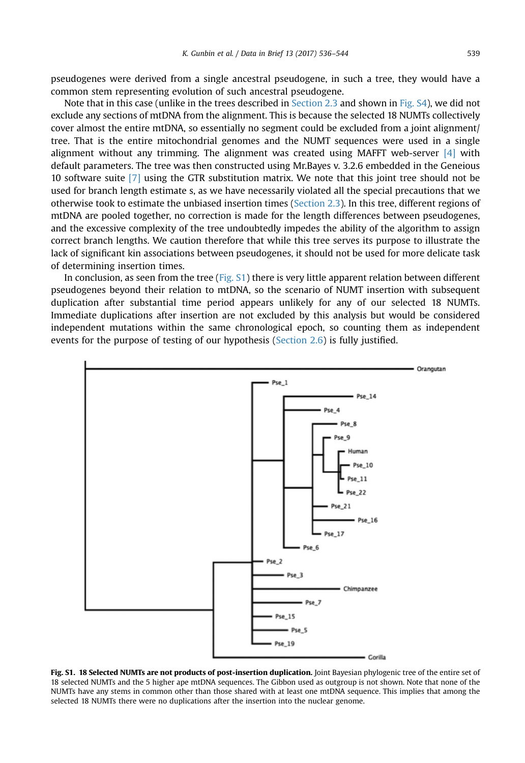pseudogenes were derived from a single ancestral pseudogene, in such a tree, they would have a common stem representing evolution of such ancestral pseudogene.

Note that in this case (unlike in the trees described in Section 2.3 and shown in Fig. S4), we did not exclude any sections of mtDNA from the alignment. This is because the selected 18 NUMTs collectively cover almost the entire mtDNA, so essentially no segment could be excluded from a joint alignment/ tree. That is the entire mitochondrial genomes and the NUMT sequences were used in a single alignment without any trimming. The alignment was created using MAFFT web-server [4] with default parameters. The tree was then constructed using Mr.Bayes v. 3.2.6 embedded in the Geneious 10 software suite [7] using the GTR substitution matrix. We note that this joint tree should not be used for branch length estimate s, as we have necessarily violated all the special precautions that we otherwise took to estimate the unbiased insertion times (Section 2.3). In this tree, different regions of mtDNA are pooled together, no correction is made for the length differences between pseudogenes, and the excessive complexity of the tree undoubtedly impedes the ability of the algorithm to assign correct branch lengths. We caution therefore that while this tree serves its purpose to illustrate the lack of significant kin associations between pseudogenes, it should not be used for more delicate task of determining insertion times.

In conclusion, as seen from the tree (Fig. S1) there is very little apparent relation between different pseudogenes beyond their relation to mtDNA, so the scenario of NUMT insertion with subsequent duplication after substantial time period appears unlikely for any of our selected 18 NUMTs. Immediate duplications after insertion are not excluded by this analysis but would be considered independent mutations within the same chronological epoch, so counting them as independent events for the purpose of testing of our hypothesis (Section 2.6) is fully justified.

Orangutan
Pse_1
Pse_14
Pse_4
Pse_8
Pse_9
Human
Pse_10
Pse_11
Pse_22
Pse_21
Pse_16
Pse_17
Pse_6
Pse_2
Pse_3
Chimpanzee
Pse_7
Pse_15
Pse_5
Pse_19
Gorilla

**Fig. S1. 18 Selected NUMTs are not products of post-insertion duplication.** Joint Bayesian phylogenic tree of the entire set of 18 selected NUMTs and the 5 higher ape mtDNA sequences. The Gibbon used as outgroup is not shown. Note that none of the NUMTs have any stems in common other than those shared with at least one mtDNA sequence. This implies that among the selected 18 NUMTs there were no duplications after the insertion into the nuclear genome.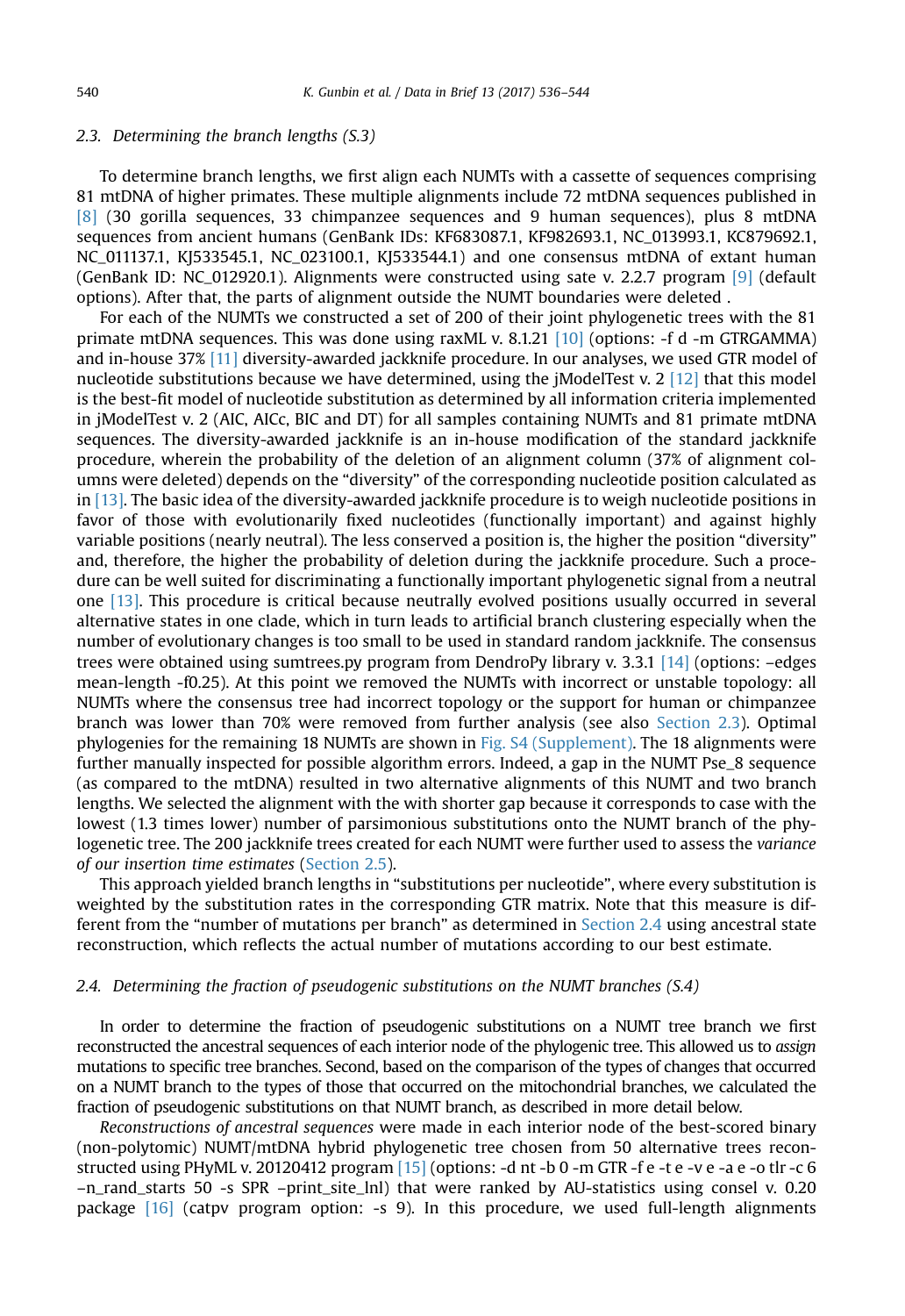### 2.3. Determining the branch lengths (S.3)

To determine branch lengths, we first align each NUMTs with a cassette of sequences comprising 81 mtDNA of higher primates. These multiple alignments include 72 mtDNA sequences published in [8] (30 gorilla sequences, 33 chimpanzee sequences and 9 human sequences), plus 8 mtDNA sequences from ancient humans (GenBank IDs: KF683087.1, KF982693.1, NC_013993.1, KC879692.1, NC_011137.1, KJ533545.1, NC_023100.1, KJ533544.1) and one consensus mtDNA of extant human (GenBank ID: NC_012920.1). Alignments were constructed using sate v. 2.2.7 program [9] (default options). After that, the parts of alignment outside the NUMT boundaries were deleted .

For each of the NUMTs we constructed a set of 200 of their joint phylogenetic trees with the 81 primate mtDNA sequences. This was done using raxML v. 8.1.21 [10] (options: -f d -m GTRGAMMA) and in-house 37% [11] diversity-awarded jackknife procedure. In our analyses, we used GTR model of nucleotide substitutions because we have determined, using the jModelTest v. 2 [12] that this model is the best-fit model of nucleotide substitution as determined by all information criteria implemented in jModelTest v. 2 (AIC, AICc, BIC and DT) for all samples containing NUMTs and 81 primate mtDNA sequences. The diversity-awarded jackknife is an in-house modification of the standard jackknife procedure, wherein the probability of the deletion of an alignment column (37% of alignment columns were deleted) depends on the "diversity" of the corresponding nucleotide position calculated as in [13]. The basic idea of the diversity-awarded jackknife procedure is to weigh nucleotide positions in favor of those with evolutionarily fixed nucleotides (functionally important) and against highly variable positions (nearly neutral). The less conserved a position is, the higher the position "diversity" and, therefore, the higher the probability of deletion during the jackknife procedure. Such a procedure can be well suited for discriminating a functionally important phylogenetic signal from a neutral one [13]. This procedure is critical because neutrally evolved positions usually occurred in several alternative states in one clade, which in turn leads to artificial branch clustering especially when the number of evolutionary changes is too small to be used in standard random jackknife. The consensus trees were obtained using sumtrees.py program from DendroPy library v. 3.3.1 [14] (options: –edges mean-length -f0.25). At this point we removed the NUMTs with incorrect or unstable topology: all NUMTs where the consensus tree had incorrect topology or the support for human or chimpanzee branch was lower than 70% were removed from further analysis (see also Section 2.3). Optimal phylogenies for the remaining 18 NUMTs are shown in Fig. S4 (Supplement). The 18 alignments were further manually inspected for possible algorithm errors. Indeed, a gap in the NUMT Pse_8 sequence (as compared to the mtDNA) resulted in two alternative alignments of this NUMT and two branch lengths. We selected the alignment with the with shorter gap because it corresponds to case with the lowest (1.3 times lower) number of parsimonious substitutions onto the NUMT branch of the phylogenetic tree. The 200 jackknife trees created for each NUMT were further used to assess the *variance of our insertion time estimates* (Section 2.5).

This approach yielded branch lengths in "substitutions per nucleotide", where every substitution is weighted by the substitution rates in the corresponding GTR matrix. Note that this measure is different from the "number of mutations per branch" as determined in Section 2.4 using ancestral state reconstruction, which reflects the actual number of mutations according to our best estimate.

### 2.4. Determining the fraction of pseudogenic substitutions on the NUMT branches (S.4)

In order to determine the fraction of pseudogenic substitutions on a NUMT tree branch we first reconstructed the ancestral sequences of each interior node of the phylogenic tree. This allowed us to *assign* mutations to specific tree branches. Second, based on the comparison of the types of changes that occurred on a NUMT branch to the types of those that occurred on the mitochondrial branches, we calculated the fraction of pseudogenic substitutions on that NUMT branch, as described in more detail below.

*Reconstructions of ancestral sequences* were made in each interior node of the best-scored binary (non-polytomic) NUMT/mtDNA hybrid phylogenetic tree chosen from 50 alternative trees reconstructed using PHyML v. 20120412 program [15] (options: -d nt -b 0 -m GTR -f e -t e -v e -a e -o tlr -c 6 –n_rand_starts 50 -s SPR –print_site_lnl) that were ranked by AU-statistics using consel v. 0.20 package [16] (catpv program option: -s 9). In this procedure, we used full-length alignments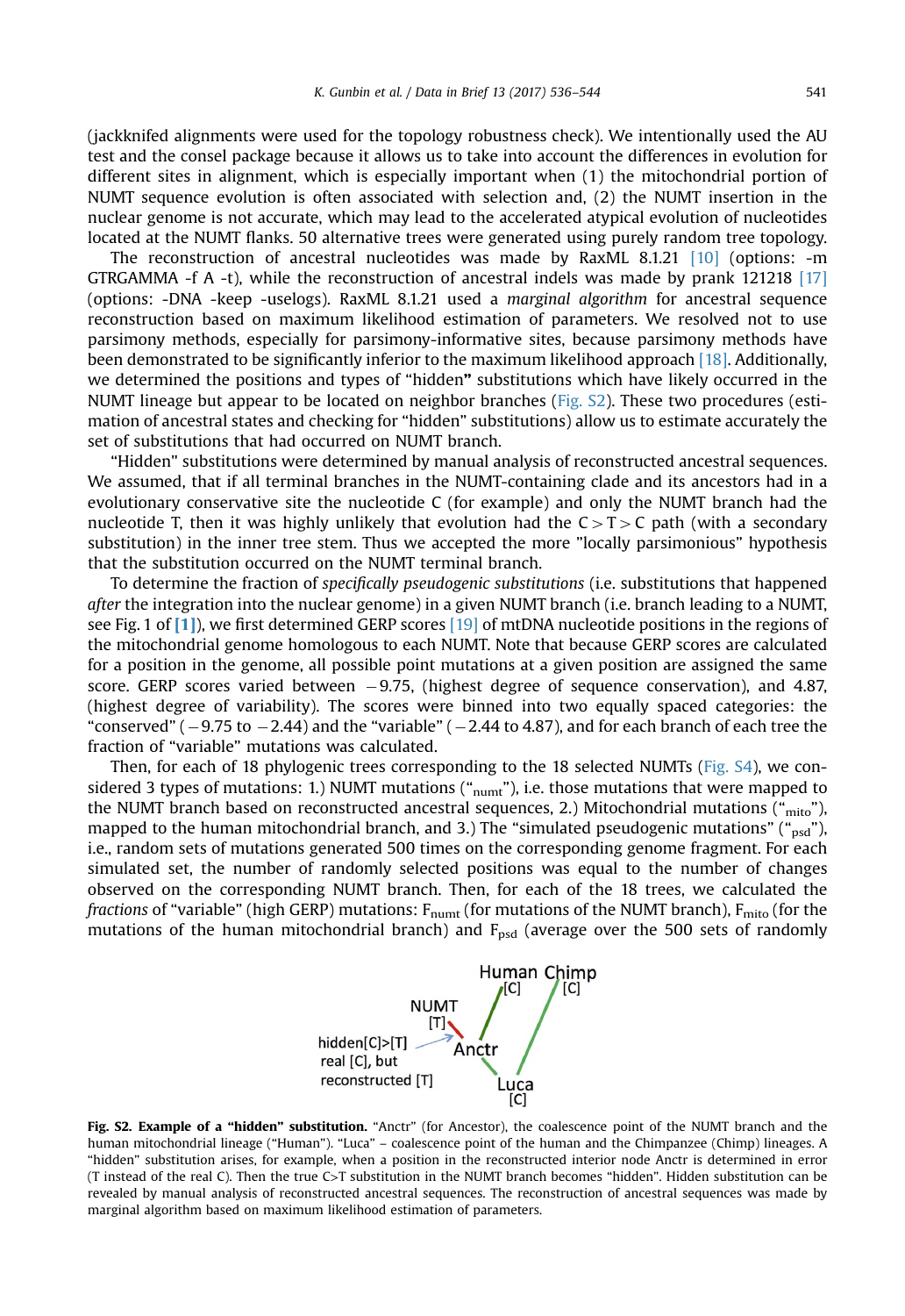(jackknifed alignments were used for the topology robustness check). We intentionally used the AU test and the consel package because it allows us to take into account the differences in evolution for different sites in alignment, which is especially important when (1) the mitochondrial portion of NUMT sequence evolution is often associated with selection and, (2) the NUMT insertion in the nuclear genome is not accurate, which may lead to the accelerated atypical evolution of nucleotides located at the NUMT flanks. 50 alternative trees were generated using purely random tree topology.

The reconstruction of ancestral nucleotides was made by RaxML 8.1.21 [10] (options: -m GTRGAMMA -f A -t), while the reconstruction of ancestral indels was made by prank 121218 [17] (options: -DNA -keep -uselogs). RaxML 8.1.21 used a *marginal algorithm* for ancestral sequence reconstruction based on maximum likelihood estimation of parameters. We resolved not to use parsimony methods, especially for parsimony-informative sites, because parsimony methods have been demonstrated to be significantly inferior to the maximum likelihood approach [18]. Additionally, we determined the positions and types of "hidden" substitutions which have likely occurred in the NUMT lineage but appear to be located on neighbor branches (Fig. S2). These two procedures (estimation of ancestral states and checking for "hidden" substitutions) allow us to estimate accurately the set of substitutions that had occurred on NUMT branch.

"Hidden" substitutions were determined by manual analysis of reconstructed ancestral sequences. We assumed, that if all terminal branches in the NUMT-containing clade and its ancestors had in a evolutionary conservative site the nucleotide C (for example) and only the NUMT branch had the nucleotide T, then it was highly unlikely that evolution had the C > T > C path (with a secondary substitution) in the inner tree stem. Thus we accepted the more "locally parsimonious" hypothesis that the substitution occurred on the NUMT terminal branch.

To determine the fraction of *specifically pseudogenic substitutions* (i.e. substitutions that happened *after* the integration into the nuclear genome) in a given NUMT branch (i.e. branch leading to a NUMT, see Fig. 1 of **[1]**), we first determined GERP scores [19] of mtDNA nucleotide positions in the regions of the mitochondrial genome homologous to each NUMT. Note that because GERP scores are calculated for a position in the genome, all possible point mutations at a given position are assigned the same score. GERP scores varied between −9.75, (highest degree of sequence conservation), and 4.87, (highest degree of variability). The scores were binned into two equally spaced categories: the "conserved" (−9.75 to −2.44) and the "variable" (−2.44 to 4.87), and for each branch of each tree the fraction of "variable" mutations was calculated.

Then, for each of 18 phylogenic trees corresponding to the 18 selected NUMTs (Fig. S4), we considered 3 types of mutations: 1.) NUMT mutations ("$_{numt}$"), i.e. those mutations that were mapped to the NUMT branch based on reconstructed ancestral sequences, 2.) Mitochondrial mutations ("$_{mito}$"), mapped to the human mitochondrial branch, and 3.) The "simulated pseudogenic mutations" ("$_{psd}$"), i.e., random sets of mutations generated 500 times on the corresponding genome fragment. For each simulated set, the number of randomly selected positions was equal to the number of changes observed on the corresponding NUMT branch. Then, for each of the 18 trees, we calculated the *fractions* of "variable" (high GERP) mutations: $F_{numt}$ (for mutations of the NUMT branch), $F_{mito}$ (for the mutations of the human mitochondrial branch) and $F_{psd}$ (average over the 500 sets of randomly

Human Chimp
[C] [C]
NUMT
[T]
hidden[C]>[T]
real [C], but
reconstructed [T]
Anctr
Luca
[C]

**Fig. S2. Example of a "hidden" substitution.** "Anctr" (for Ancestor), the coalescence point of the NUMT branch and the human mitochondrial lineage ("Human"). "Luca" – coalescence point of the human and the Chimpanzee (Chimp) lineages. A "hidden" substitution arises, for example, when a position in the reconstructed interior node Anctr is determined in error (T instead of the real C). Then the true C>T substitution in the NUMT branch becomes "hidden". Hidden substitution can be revealed by manual analysis of reconstructed ancestral sequences. The reconstruction of ancestral sequences was made by marginal algorithm based on maximum likelihood estimation of parameters.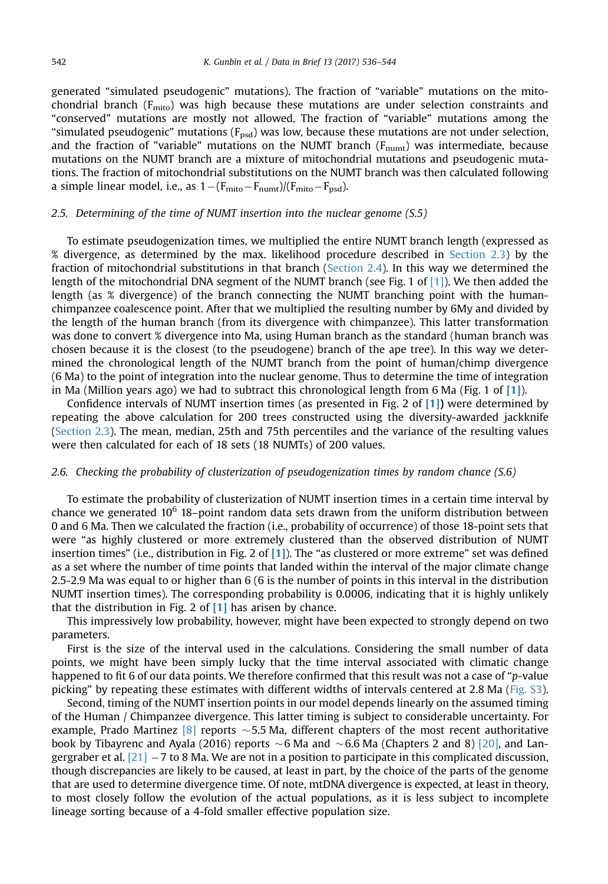generated "simulated pseudogenic" mutations). The fraction of "variable" mutations on the mitochondrial branch ($F_{mito}$) was high because these mutations are under selection constraints and "conserved" mutations are mostly not allowed. The fraction of "variable" mutations among the "simulated pseudogenic" mutations ($F_{psd}$) was low, because these mutations are not under selection, and the fraction of "variable" mutations on the NUMT branch ($F_{numt}$) was intermediate, because mutations on the NUMT branch are a mixture of mitochondrial mutations and pseudogenic mutations. The fraction of mitochondrial substitutions on the NUMT branch was then calculated following a simple linear model, i.e., as $1-(F_{mito}-F_{numt})/(F_{mito}-F_{psd})$.

### 2.5. Determining of the time of NUMT insertion into the nuclear genome (S.5)

To estimate pseudogenization times, we multiplied the entire NUMT branch length (expressed as % divergence, as determined by the max. likelihood procedure described in Section 2.3) by the fraction of mitochondrial substitutions in that branch (Section 2.4). In this way we determined the length of the mitochondrial DNA segment of the NUMT branch (see Fig. 1 of [1]). We then added the length (as % divergence) of the branch connecting the NUMT branching point with the human-chimpanzee coalescence point. After that we multiplied the resulting number by 6My and divided by the length of the human branch (from its divergence with chimpanzee). This latter transformation was done to convert % divergence into Ma, using Human branch as the standard (human branch was chosen because it is the closest (to the pseudogene) branch of the ape tree). In this way we determined the chronological length of the NUMT branch from the point of human/chimp divergence (6 Ma) to the point of integration into the nuclear genome. Thus to determine the time of integration in Ma (Million years ago) we had to subtract this chronological length from 6 Ma (Fig. 1 of **[1]**).

Confidence intervals of NUMT insertion times (as presented in Fig. 2 of **[1]**) were determined by repeating the above calculation for 200 trees constructed using the diversity-awarded jackknife (Section 2.3). The mean, median, 25th and 75th percentiles and the variance of the resulting values were then calculated for each of 18 sets (18 NUMTs) of 200 values.

### 2.6. Checking the probability of clusterization of pseudogenization times by random chance (S.6)

To estimate the probability of clusterization of NUMT insertion times in a certain time interval by chance we generated $10^6$ 18–point random data sets drawn from the uniform distribution between 0 and 6 Ma. Then we calculated the fraction (i.e., probability of occurrence) of those 18-point sets that were "as highly clustered or more extremely clustered than the observed distribution of NUMT insertion times" (i.e., distribution in Fig. 2 of **[1]**). The "as clustered or more extreme" set was defined as a set where the number of time points that landed within the interval of the major climate change 2.5-2.9 Ma was equal to or higher than 6 (6 is the number of points in this interval in the distribution NUMT insertion times). The corresponding probability is 0.0006, indicating that it is highly unlikely that the distribution in Fig. 2 of **[1]** has arisen by chance.

This impressively low probability, however, might have been expected to strongly depend on two parameters.

First is the size of the interval used in the calculations. Considering the small number of data points, we might have been simply lucky that the time interval associated with climatic change happened to fit 6 of our data points. We therefore confirmed that this result was not a case of "*p*-value picking" by repeating these estimates with different widths of intervals centered at 2.8 Ma (Fig. S3).

Second, timing of the NUMT insertion points in our model depends linearly on the assumed timing of the Human / Chimpanzee divergence. This latter timing is subject to considerable uncertainty. For example, Prado Martinez [8] reports ~5.5 Ma, different chapters of the most recent authoritative book by Tibayrenc and Ayala (2016) reports ~6 Ma and ~6.6 Ma (Chapters 2 and 8) [20], and Langergraber et al. [21] −7 to 8 Ma. We are not in a position to participate in this complicated discussion, though discrepancies are likely to be caused, at least in part, by the choice of the parts of the genome that are used to determine divergence time. Of note, mtDNA divergence is expected, at least in theory, to most closely follow the evolution of the actual populations, as it is less subject to incomplete lineage sorting because of a 4-fold smaller effective population size.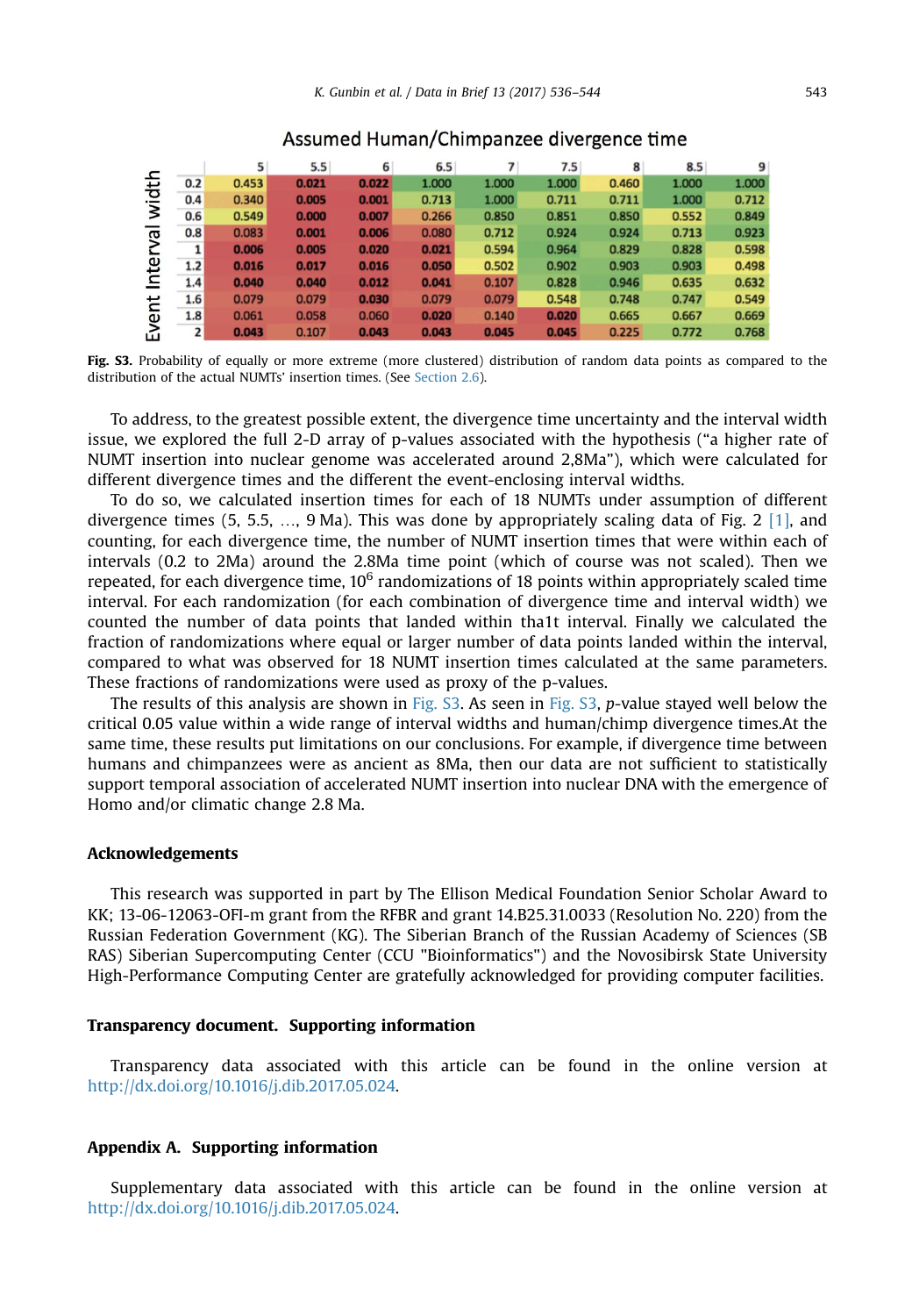Assumed Human/Chimpanzee divergence time

| Event Interval width | 5 | 5.5 | 6 | 6.5 | 7 | 7.5 | 8 | 8.5 | 9 |
|---|---|---|---|---|---|---|---|---|---|
| 0.2 | 0.453 | 0.021 | 0.022 | 1.000 | 1.000 | 1.000 | 0.460 | 1.000 | 1.000 |
| 0.4 | 0.340 | 0.005 | 0.001 | 0.713 | 1.000 | 0.711 | 0.711 | 1.000 | 0.712 |
| 0.6 | 0.549 | 0.000 | 0.007 | 0.266 | 0.850 | 0.851 | 0.850 | 0.552 | 0.849 |
| 0.8 | 0.083 | 0.001 | 0.006 | 0.080 | 0.712 | 0.924 | 0.924 | 0.713 | 0.923 |
| 1 | 0.006 | 0.005 | 0.020 | 0.021 | 0.594 | 0.964 | 0.829 | 0.828 | 0.598 |
| 1.2 | 0.016 | 0.017 | 0.016 | 0.050 | 0.502 | 0.902 | 0.903 | 0.903 | 0.498 |
| 1.4 | 0.040 | 0.040 | 0.012 | 0.041 | 0.107 | 0.828 | 0.946 | 0.635 | 0.632 |
| 1.6 | 0.079 | 0.079 | 0.030 | 0.079 | 0.079 | 0.548 | 0.748 | 0.747 | 0.549 |
| 1.8 | 0.061 | 0.058 | 0.060 | 0.020 | 0.140 | 0.020 | 0.665 | 0.667 | 0.669 |
| 2 | 0.043 | 0.107 | 0.043 | 0.043 | 0.045 | 0.045 | 0.225 | 0.772 | 0.768 |

**Fig. S3.** Probability of equally or more extreme (more clustered) distribution of random data points as compared to the distribution of the actual NUMTs' insertion times. (See Section 2.6).

To address, to the greatest possible extent, the divergence time uncertainty and the interval width issue, we explored the full 2-D array of p-values associated with the hypothesis ("a higher rate of NUMT insertion into nuclear genome was accelerated around 2,8Ma"), which were calculated for different divergence times and the different the event-enclosing interval widths.

To do so, we calculated insertion times for each of 18 NUMTs under assumption of different divergence times (5, 5.5, …, 9 Ma). This was done by appropriately scaling data of Fig. 2 [1], and counting, for each divergence time, the number of NUMT insertion times that were within each of intervals (0.2 to 2Ma) around the 2.8Ma time point (which of course was not scaled). Then we repeated, for each divergence time, $10^6$ randomizations of 18 points within appropriately scaled time interval. For each randomization (for each combination of divergence time and interval width) we counted the number of data points that landed within tha1t interval. Finally we calculated the fraction of randomizations where equal or larger number of data points landed within the interval, compared to what was observed for 18 NUMT insertion times calculated at the same parameters. These fractions of randomizations were used as proxy of the p-values.

The results of this analysis are shown in Fig. S3. As seen in Fig. S3, *p*-value stayed well below the critical 0.05 value within a wide range of interval widths and human/chimp divergence times.At the same time, these results put limitations on our conclusions. For example, if divergence time between humans and chimpanzees were as ancient as 8Ma, then our data are not sufficient to statistically support temporal association of accelerated NUMT insertion into nuclear DNA with the emergence of Homo and/or climatic change 2.8 Ma.

## Acknowledgements

This research was supported in part by The Ellison Medical Foundation Senior Scholar Award to KK; 13-06-12063-OFI-m grant from the RFBR and grant 14.B25.31.0033 (Resolution No. 220) from the Russian Federation Government (KG). The Siberian Branch of the Russian Academy of Sciences (SB RAS) Siberian Supercomputing Center (CCU "Bioinformatics") and the Novosibirsk State University High-Performance Computing Center are gratefully acknowledged for providing computer facilities.

## Transparency document. Supporting information

Transparency data associated with this article can be found in the online version at http://dx.doi.org/10.1016/j.dib.2017.05.024.

## Appendix A. Supporting information

Supplementary data associated with this article can be found in the online version at http://dx.doi.org/10.1016/j.dib.2017.05.024.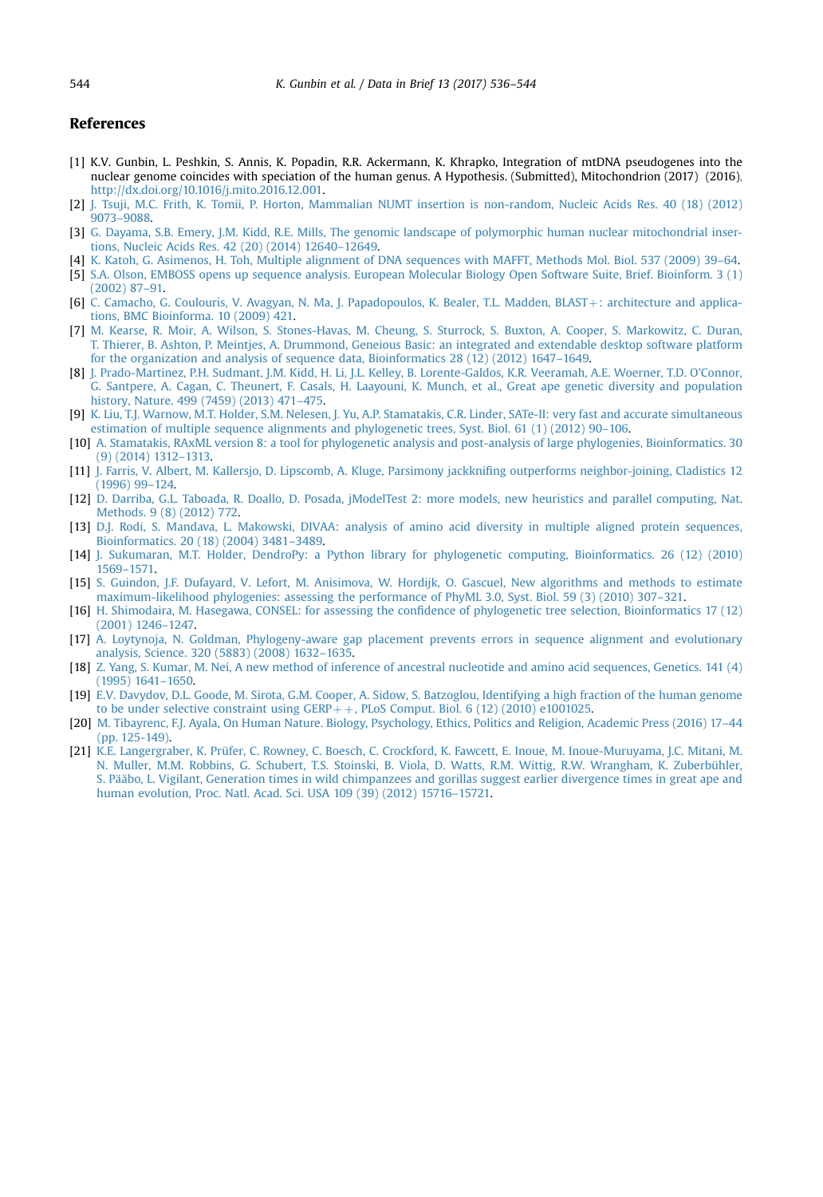## References

[1] K.V. Gunbin, L. Peshkin, S. Annis, K. Popadin, R.R. Ackermann, K. Khrapko, Integration of mtDNA pseudogenes into the nuclear genome coincides with speciation of the human genus. A Hypothesis. (Submitted), Mitochondrion (2017) (2016), http://dx.doi.org/10.1016/j.mito.2016.12.001.

[2] J. Tsuji, M.C. Frith, K. Tomii, P. Horton, Mammalian NUMT insertion is non-random, Nucleic Acids Res. 40 (18) (2012) 9073–9088.

[3] G. Dayama, S.B. Emery, J.M. Kidd, R.E. Mills, The genomic landscape of polymorphic human nuclear mitochondrial insertions, Nucleic Acids Res. 42 (20) (2014) 12640–12649.

[4] K. Katoh, G. Asimenos, H. Toh, Multiple alignment of DNA sequences with MAFFT, Methods Mol. Biol. 537 (2009) 39–64.

[5] S.A. Olson, EMBOSS opens up sequence analysis. European Molecular Biology Open Software Suite, Brief. Bioinform. 3 (1) (2002) 87–91.

[6] C. Camacho, G. Coulouris, V. Avagyan, N. Ma, J. Papadopoulos, K. Bealer, T.L. Madden, BLAST+: architecture and applications, BMC Bioinforma. 10 (2009) 421.

[7] M. Kearse, R. Moir, A. Wilson, S. Stones-Havas, M. Cheung, S. Sturrock, S. Buxton, A. Cooper, S. Markowitz, C. Duran, T. Thierer, B. Ashton, P. Meintjes, A. Drummond, Geneious Basic: an integrated and extendable desktop software platform for the organization and analysis of sequence data, Bioinformatics 28 (12) (2012) 1647–1649.

[8] J. Prado-Martinez, P.H. Sudmant, J.M. Kidd, H. Li, J.L. Kelley, B. Lorente-Galdos, K.R. Veeramah, A.E. Woerner, T.D. O'Connor, G. Santpere, A. Cagan, C. Theunert, F. Casals, H. Laayouni, K. Munch, et al., Great ape genetic diversity and population history, Nature. 499 (7459) (2013) 471–475.

[9] K. Liu, T.J. Warnow, M.T. Holder, S.M. Nelesen, J. Yu, A.P. Stamatakis, C.R. Linder, SATe-II: very fast and accurate simultaneous estimation of multiple sequence alignments and phylogenetic trees, Syst. Biol. 61 (1) (2012) 90–106.

[10] A. Stamatakis, RAxML version 8: a tool for phylogenetic analysis and post-analysis of large phylogenies, Bioinformatics. 30 (9) (2014) 1312–1313.

[11] J. Farris, V. Albert, M. Kallersjo, D. Lipscomb, A. Kluge, Parsimony jackknifing outperforms neighbor-joining, Cladistics 12 (1996) 99–124.

[12] D. Darriba, G.L. Taboada, R. Doallo, D. Posada, jModelTest 2: more models, new heuristics and parallel computing, Nat. Methods. 9 (8) (2012) 772.

[13] D.J. Rodi, S. Mandava, L. Makowski, DIVAA: analysis of amino acid diversity in multiple aligned protein sequences, Bioinformatics. 20 (18) (2004) 3481–3489.

[14] J. Sukumaran, M.T. Holder, DendroPy: a Python library for phylogenetic computing, Bioinformatics. 26 (12) (2010) 1569–1571.

[15] S. Guindon, J.F. Dufayard, V. Lefort, M. Anisimova, W. Hordijk, O. Gascuel, New algorithms and methods to estimate maximum-likelihood phylogenies: assessing the performance of PhyML 3.0, Syst. Biol. 59 (3) (2010) 307–321.

[16] H. Shimodaira, M. Hasegawa, CONSEL: for assessing the confidence of phylogenetic tree selection, Bioinformatics 17 (12) (2001) 1246–1247.

[17] A. Loytynoja, N. Goldman, Phylogeny-aware gap placement prevents errors in sequence alignment and evolutionary analysis, Science. 320 (5883) (2008) 1632–1635.

[18] Z. Yang, S. Kumar, M. Nei, A new method of inference of ancestral nucleotide and amino acid sequences, Genetics. 141 (4) (1995) 1641–1650.

[19] E.V. Davydov, D.L. Goode, M. Sirota, G.M. Cooper, A. Sidow, S. Batzoglou, Identifying a high fraction of the human genome to be under selective constraint using GERP++, PLoS Comput. Biol. 6 (12) (2010) e1001025.

[20] M. Tibayrenc, F.J. Ayala, On Human Nature. Biology, Psychology, Ethics, Politics and Religion, Academic Press (2016) 17–44 (pp. 125-149).

[21] K.E. Langergraber, K. Prüfer, C. Rowney, C. Boesch, C. Crockford, K. Fawcett, E. Inoue, M. Inoue-Muruyama, J.C. Mitani, M. N. Muller, M.M. Robbins, G. Schubert, T.S. Stoinski, B. Viola, D. Watts, R.M. Wittig, R.W. Wrangham, K. Zuberbühler, S. Pääbo, L. Vigilant, Generation times in wild chimpanzees and gorillas suggest earlier divergence times in great ape and human evolution, Proc. Natl. Acad. Sci. USA 109 (39) (2012) 15716–15721.